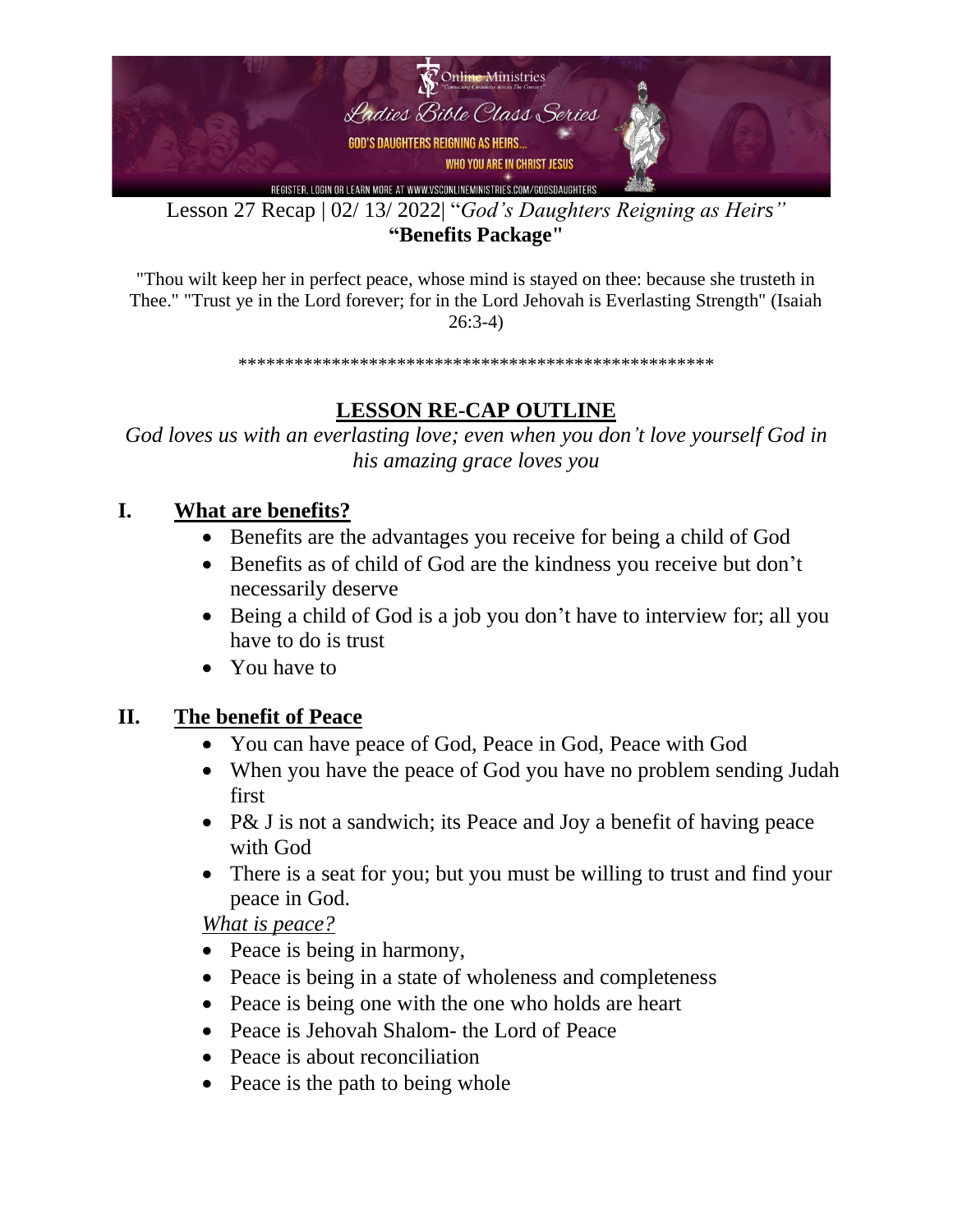Lesson 27 Recap | 02/ 13/ 2022| "*God's Daughters Reigning as Heirs"*
**"Benefits Package"**

"Thou wilt keep her in perfect peace, whose mind is stayed on thee: because she trusteth in Thee." "Trust ye in the Lord forever; for in the Lord Jehovah is Everlasting Strength" (Isaiah 26:3-4)

***************************************************

## LESSON RE-CAP OUTLINE

*God loves us with an everlasting love; even when you don't love yourself God in his amazing grace loves you*

### I. What are benefits?

- Benefits are the advantages you receive for being a child of God
- Benefits as of child of God are the kindness you receive but don't necessarily deserve
- Being a child of God is a job you don't have to interview for; all you have to do is trust
- You have to

### II. The benefit of Peace

- You can have peace of God, Peace in God, Peace with God
- When you have the peace of God you have no problem sending Judah first
- P& J is not a sandwich; its Peace and Joy a benefit of having peace with God
- There is a seat for you; but you must be willing to trust and find your peace in God.

*What is peace?*

- Peace is being in harmony,
- Peace is being in a state of wholeness and completeness
- Peace is being one with the one who holds are heart
- Peace is Jehovah Shalom- the Lord of Peace
- Peace is about reconciliation
- Peace is the path to being whole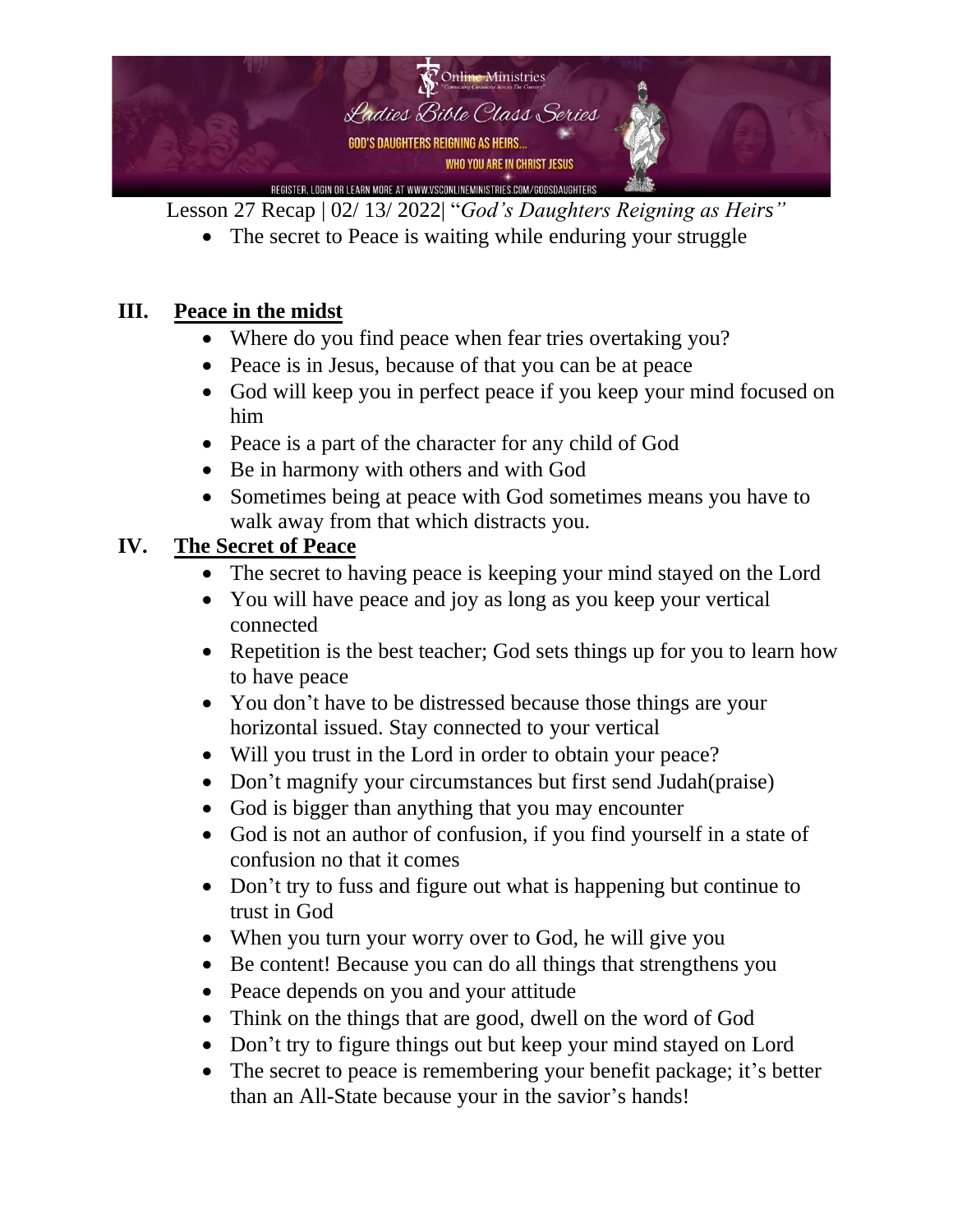Online Ministries

Ladies Bible Class Series

GOD'S DAUGHTERS REIGNING AS HEIRS...

WHO YOU ARE IN CHRIST JESUS

REGISTER, LOGIN OR LEARN MORE AT WWW.VSCONLINEMINISTRIES.COM/GODSDAUGHTERS

Lesson 27 Recap | 02/ 13/ 2022| "*God's Daughters Reigning as Heirs"*

- The secret to Peace is waiting while enduring your struggle

## III. Peace in the midst

- Where do you find peace when fear tries overtaking you?
- Peace is in Jesus, because of that you can be at peace
- God will keep you in perfect peace if you keep your mind focused on him
- Peace is a part of the character for any child of God
- Be in harmony with others and with God
- Sometimes being at peace with God sometimes means you have to walk away from that which distracts you.

## IV. The Secret of Peace

- The secret to having peace is keeping your mind stayed on the Lord
- You will have peace and joy as long as you keep your vertical connected
- Repetition is the best teacher; God sets things up for you to learn how to have peace
- You don't have to be distressed because those things are your horizontal issued. Stay connected to your vertical
- Will you trust in the Lord in order to obtain your peace?
- Don't magnify your circumstances but first send Judah(praise)
- God is bigger than anything that you may encounter
- God is not an author of confusion, if you find yourself in a state of confusion no that it comes
- Don't try to fuss and figure out what is happening but continue to trust in God
- When you turn your worry over to God, he will give you
- Be content! Because you can do all things that strengthens you
- Peace depends on you and your attitude
- Think on the things that are good, dwell on the word of God
- Don't try to figure things out but keep your mind stayed on Lord
- The secret to peace is remembering your benefit package; it's better than an All-State because your in the savior's hands!